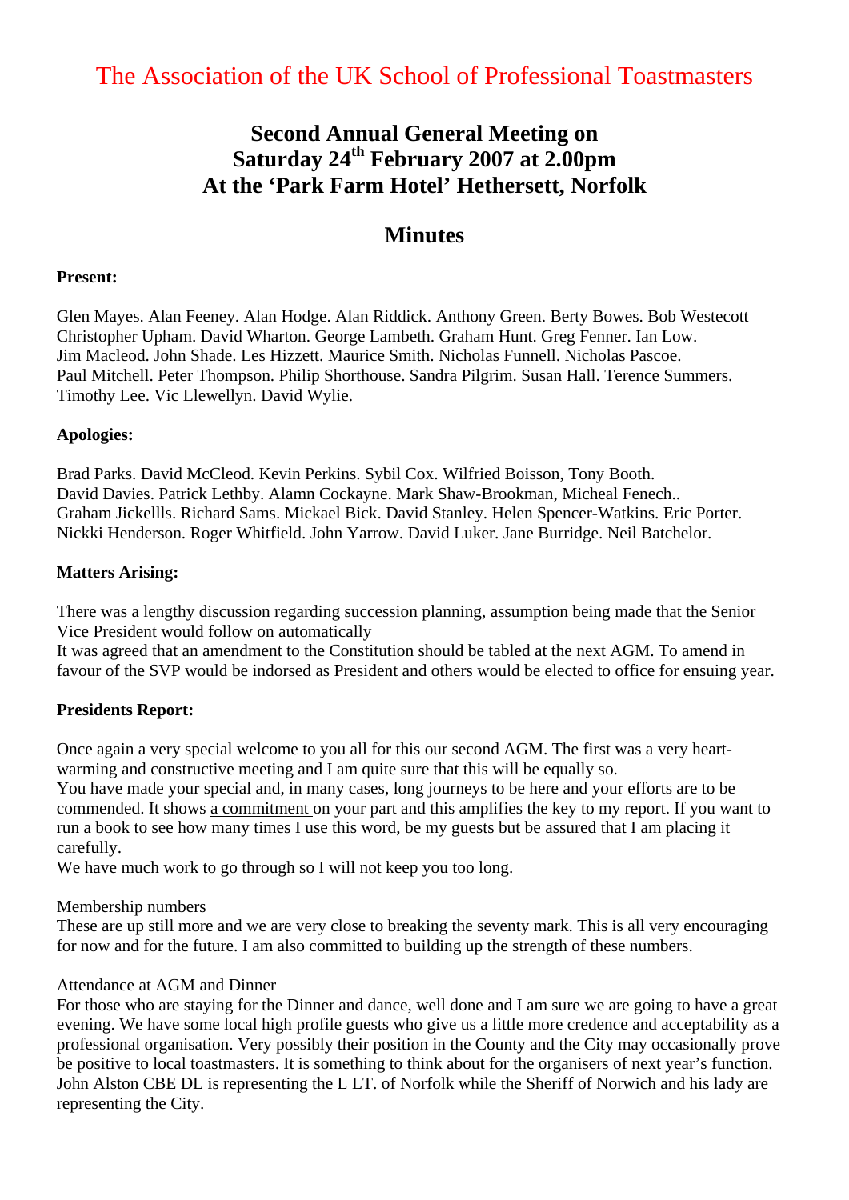# The Association of the UK School of Professional Toastmasters

## Second Annual General Meeting on Saturday 24th February 2007 at 2.00pm At the 'Park Farm Hotel' Hethersett, Norfolk

## Minutes

**Present:**

Glen Mayes. Alan Feeney. Alan Hodge. Alan Riddick. Anthony Green. Berty Bowes. Bob Westecott Christopher Upham. David Wharton. George Lambeth. Graham Hunt. Greg Fenner. Ian Low. Jim Macleod. John Shade. Les Hizzett. Maurice Smith. Nicholas Funnell. Nicholas Pascoe. Paul Mitchell. Peter Thompson. Philip Shorthouse. Sandra Pilgrim. Susan Hall. Terence Summers. Timothy Lee. Vic Llewellyn. David Wylie.

**Apologies:**

Brad Parks. David McCleod. Kevin Perkins. Sybil Cox. Wilfried Boisson, Tony Booth. David Davies. Patrick Lethby. Alamn Cockayne. Mark Shaw-Brookman, Micheal Fenech.. Graham Jickellls. Richard Sams. Mickael Bick. David Stanley. Helen Spencer-Watkins. Eric Porter. Nickki Henderson. Roger Whitfield. John Yarrow. David Luker. Jane Burridge. Neil Batchelor.

**Matters Arising:**

There was a lengthy discussion regarding succession planning, assumption being made that the Senior Vice President would follow on automatically
It was agreed that an amendment to the Constitution should be tabled at the next AGM. To amend in favour of the SVP would be indorsed as President and others would be elected to office for ensuing year.

**Presidents Report:**

Once again a very special welcome to you all for this our second AGM. The first was a very heart-warming and constructive meeting and I am quite sure that this will be equally so.
You have made your special and, in many cases, long journeys to be here and your efforts are to be commended. It shows <u>a commitment</u> on your part and this amplifies the key to my report. If you want to run a book to see how many times I use this word, be my guests but be assured that I am placing it carefully.
We have much work to go through so I will not keep you too long.

Membership numbers
These are up still more and we are very close to breaking the seventy mark. This is all very encouraging for now and for the future. I am also <u>committed</u> to building up the strength of these numbers.

Attendance at AGM and Dinner
For those who are staying for the Dinner and dance, well done and I am sure we are going to have a great evening. We have some local high profile guests who give us a little more credence and acceptability as a professional organisation. Very possibly their position in the County and the City may occasionally prove be positive to local toastmasters. It is something to think about for the organisers of next year's function. John Alston CBE DL is representing the L LT. of Norfolk while the Sheriff of Norwich and his lady are representing the City.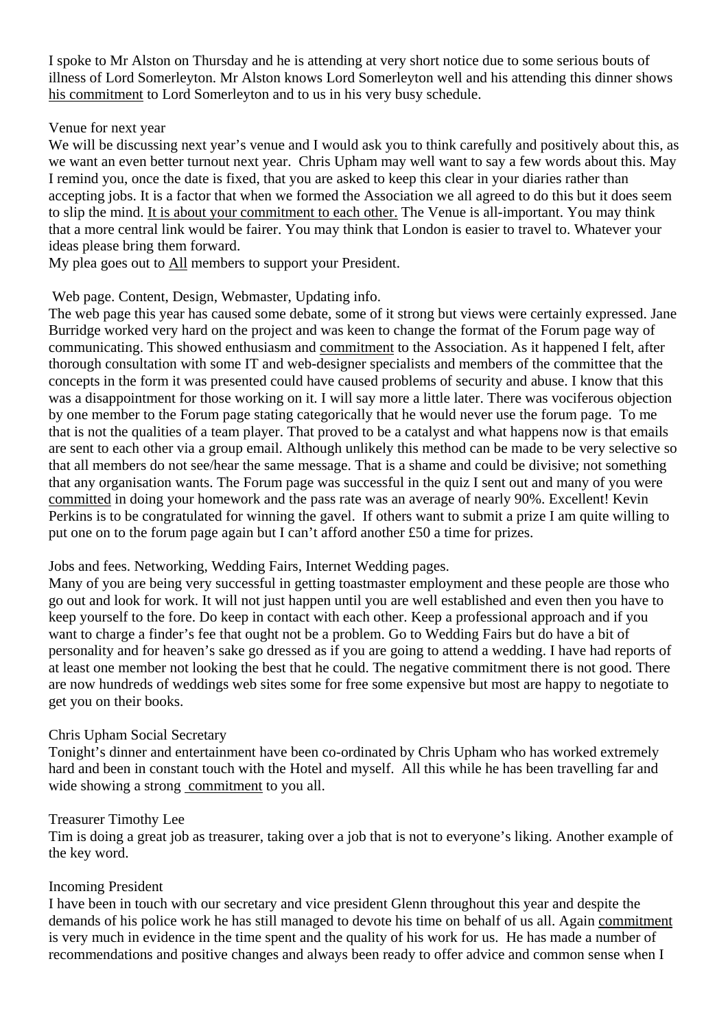I spoke to Mr Alston on Thursday and he is attending at very short notice due to some serious bouts of illness of Lord Somerleyton. Mr Alston knows Lord Somerleyton well and his attending this dinner shows <u>his commitment</u> to Lord Somerleyton and to us in his very busy schedule.

Venue for next year

We will be discussing next year's venue and I would ask you to think carefully and positively about this, as we want an even better turnout next year. Chris Upham may well want to say a few words about this. May I remind you, once the date is fixed, that you are asked to keep this clear in your diaries rather than accepting jobs. It is a factor that when we formed the Association we all agreed to do this but it does seem to slip the mind. <u>It is about your commitment to each other.</u> The Venue is all-important. You may think that a more central link would be fairer. You may think that London is easier to travel to. Whatever your ideas please bring them forward.

My plea goes out to <u>All</u> members to support your President.

Web page. Content, Design, Webmaster, Updating info.

The web page this year has caused some debate, some of it strong but views were certainly expressed. Jane Burridge worked very hard on the project and was keen to change the format of the Forum page way of communicating. This showed enthusiasm and <u>commitment</u> to the Association. As it happened I felt, after thorough consultation with some IT and web-designer specialists and members of the committee that the concepts in the form it was presented could have caused problems of security and abuse. I know that this was a disappointment for those working on it. I will say more a little later. There was vociferous objection by one member to the Forum page stating categorically that he would never use the forum page. To me that is not the qualities of a team player. That proved to be a catalyst and what happens now is that emails are sent to each other via a group email. Although unlikely this method can be made to be very selective so that all members do not see/hear the same message. That is a shame and could be divisive; not something that any organisation wants. The Forum page was successful in the quiz I sent out and many of you were <u>committed</u> in doing your homework and the pass rate was an average of nearly 90%. Excellent! Kevin Perkins is to be congratulated for winning the gavel. If others want to submit a prize I am quite willing to put one on to the forum page again but I can't afford another £50 a time for prizes.

Jobs and fees. Networking, Wedding Fairs, Internet Wedding pages.

Many of you are being very successful in getting toastmaster employment and these people are those who go out and look for work. It will not just happen until you are well established and even then you have to keep yourself to the fore. Do keep in contact with each other. Keep a professional approach and if you want to charge a finder's fee that ought not be a problem. Go to Wedding Fairs but do have a bit of personality and for heaven's sake go dressed as if you are going to attend a wedding. I have had reports of at least one member not looking the best that he could. The negative commitment there is not good. There are now hundreds of weddings web sites some for free some expensive but most are happy to negotiate to get you on their books.

Chris Upham Social Secretary

Tonight's dinner and entertainment have been co-ordinated by Chris Upham who has worked extremely hard and been in constant touch with the Hotel and myself. All this while he has been travelling far and wide showing a strong <u>commitment</u> to you all.

Treasurer Timothy Lee

Tim is doing a great job as treasurer, taking over a job that is not to everyone's liking. Another example of the key word.

Incoming President

I have been in touch with our secretary and vice president Glenn throughout this year and despite the demands of his police work he has still managed to devote his time on behalf of us all. Again <u>commitment</u> is very much in evidence in the time spent and the quality of his work for us. He has made a number of recommendations and positive changes and always been ready to offer advice and common sense when I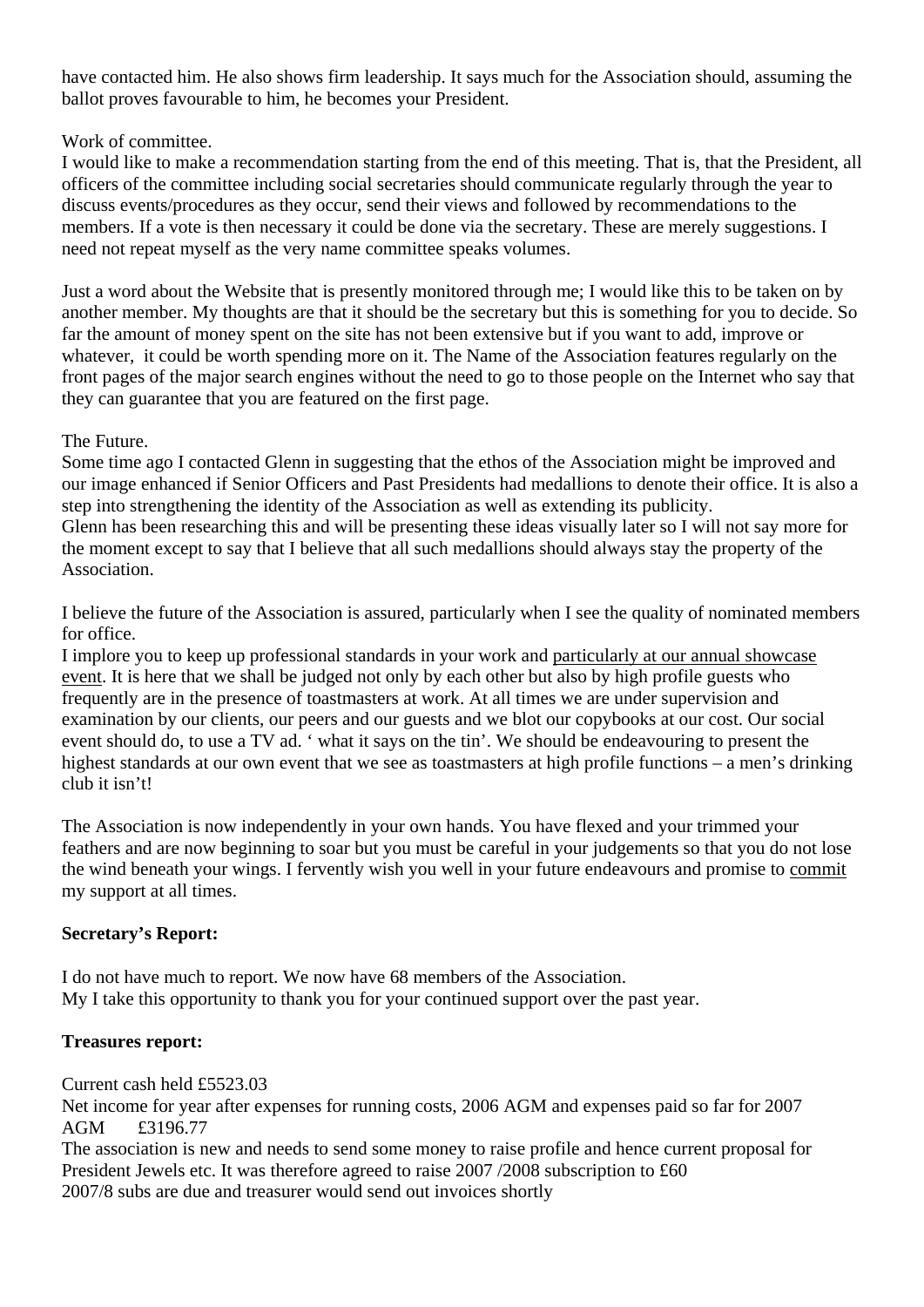have contacted him. He also shows firm leadership. It says much for the Association should, assuming the ballot proves favourable to him, he becomes your President.

Work of committee.
I would like to make a recommendation starting from the end of this meeting. That is, that the President, all officers of the committee including social secretaries should communicate regularly through the year to discuss events/procedures as they occur, send their views and followed by recommendations to the members. If a vote is then necessary it could be done via the secretary. These are merely suggestions. I need not repeat myself as the very name committee speaks volumes.

Just a word about the Website that is presently monitored through me; I would like this to be taken on by another member. My thoughts are that it should be the secretary but this is something for you to decide. So far the amount of money spent on the site has not been extensive but if you want to add, improve or whatever, it could be worth spending more on it. The Name of the Association features regularly on the front pages of the major search engines without the need to go to those people on the Internet who say that they can guarantee that you are featured on the first page.

The Future.
Some time ago I contacted Glenn in suggesting that the ethos of the Association might be improved and our image enhanced if Senior Officers and Past Presidents had medallions to denote their office. It is also a step into strengthening the identity of the Association as well as extending its publicity.
Glenn has been researching this and will be presenting these ideas visually later so I will not say more for the moment except to say that I believe that all such medallions should always stay the property of the Association.

I believe the future of the Association is assured, particularly when I see the quality of nominated members for office.
I implore you to keep up professional standards in your work and particularly at our annual showcase event. It is here that we shall be judged not only by each other but also by high profile guests who frequently are in the presence of toastmasters at work. At all times we are under supervision and examination by our clients, our peers and our guests and we blot our copybooks at our cost. Our social event should do, to use a TV ad. ' what it says on the tin'. We should be endeavouring to present the highest standards at our own event that we see as toastmasters at high profile functions – a men's drinking club it isn't!

The Association is now independently in your own hands. You have flexed and your trimmed your feathers and are now beginning to soar but you must be careful in your judgements so that you do not lose the wind beneath your wings. I fervently wish you well in your future endeavours and promise to commit my support at all times.

**Secretary's Report:**

I do not have much to report. We now have 68 members of the Association.
My I take this opportunity to thank you for your continued support over the past year.

**Treasures report:**

Current cash held £5523.03
Net income for year after expenses for running costs, 2006 AGM and expenses paid so far for 2007 AGM £3196.77
The association is new and needs to send some money to raise profile and hence current proposal for President Jewels etc. It was therefore agreed to raise 2007 /2008 subscription to £60
2007/8 subs are due and treasurer would send out invoices shortly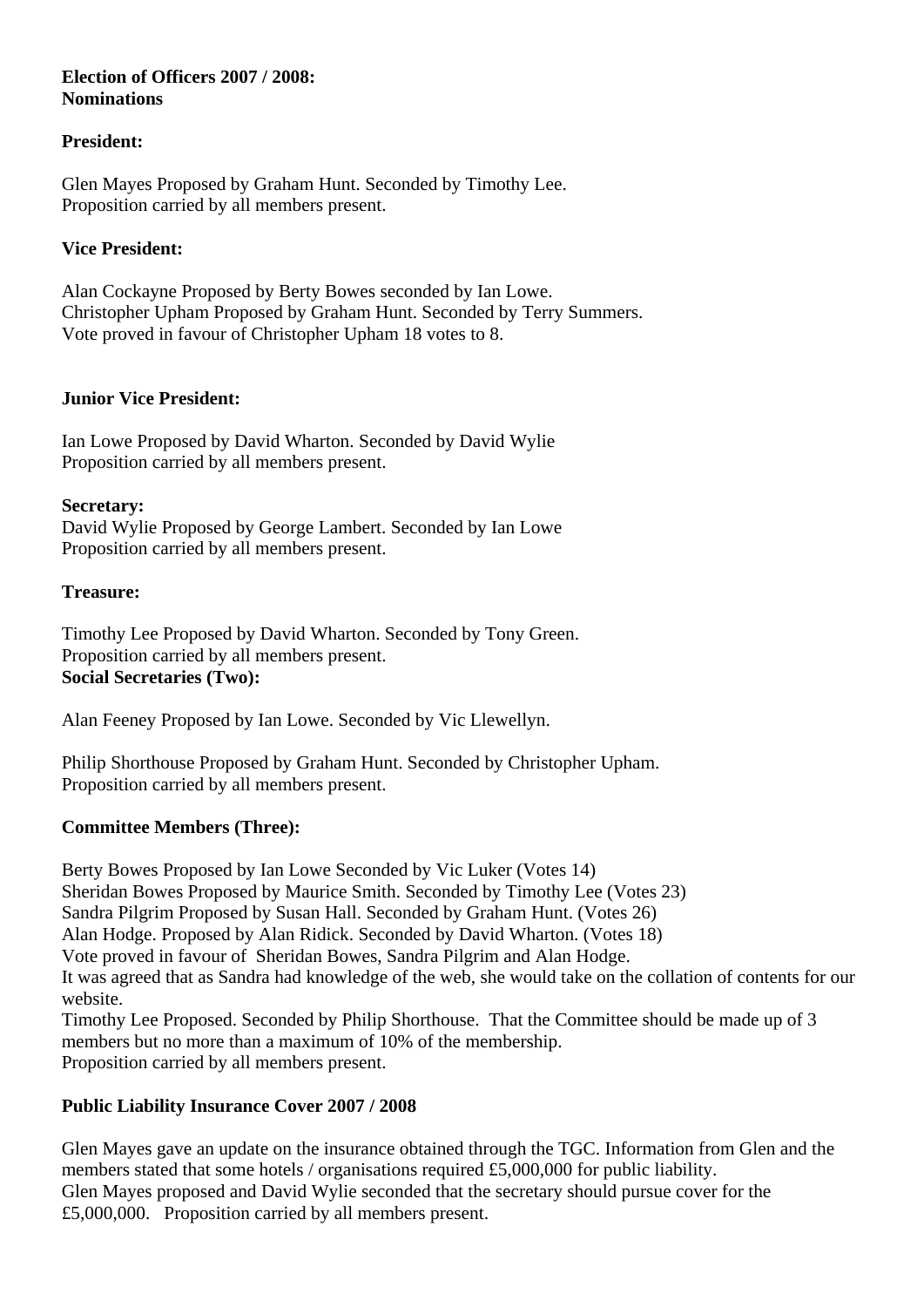**Election of Officers 2007 / 2008:**
**Nominations**

**President:**

Glen Mayes Proposed by Graham Hunt. Seconded by Timothy Lee.
Proposition carried by all members present.

**Vice President:**

Alan Cockayne Proposed by Berty Bowes seconded by Ian Lowe.
Christopher Upham Proposed by Graham Hunt. Seconded by Terry Summers.
Vote proved in favour of Christopher Upham 18 votes to 8.

**Junior Vice President:**

Ian Lowe Proposed by David Wharton. Seconded by David Wylie
Proposition carried by all members present.

**Secretary:**
David Wylie Proposed by George Lambert. Seconded by Ian Lowe
Proposition carried by all members present.

**Treasure:**

Timothy Lee Proposed by David Wharton. Seconded by Tony Green.
Proposition carried by all members present.

**Social Secretaries (Two):**

Alan Feeney Proposed by Ian Lowe. Seconded by Vic Llewellyn.

Philip Shorthouse Proposed by Graham Hunt. Seconded by Christopher Upham.
Proposition carried by all members present.

**Committee Members (Three):**

Berty Bowes Proposed by Ian Lowe Seconded by Vic Luker (Votes 14)
Sheridan Bowes Proposed by Maurice Smith. Seconded by Timothy Lee (Votes 23)
Sandra Pilgrim Proposed by Susan Hall. Seconded by Graham Hunt. (Votes 26)
Alan Hodge. Proposed by Alan Ridick. Seconded by David Wharton. (Votes 18)
Vote proved in favour of Sheridan Bowes, Sandra Pilgrim and Alan Hodge.
It was agreed that as Sandra had knowledge of the web, she would take on the collation of contents for our website.
Timothy Lee Proposed. Seconded by Philip Shorthouse. That the Committee should be made up of 3 members but no more than a maximum of 10% of the membership.
Proposition carried by all members present.

**Public Liability Insurance Cover 2007 / 2008**

Glen Mayes gave an update on the insurance obtained through the TGC. Information from Glen and the members stated that some hotels / organisations required £5,000,000 for public liability.
Glen Mayes proposed and David Wylie seconded that the secretary should pursue cover for the £5,000,000. Proposition carried by all members present.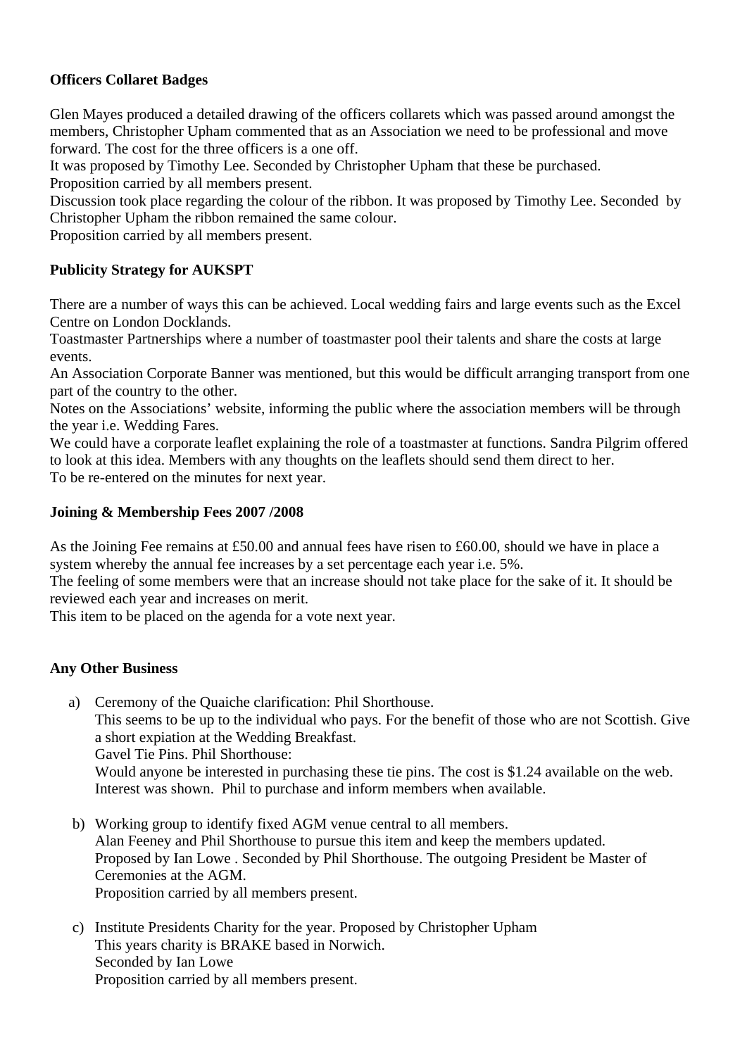**Officers Collaret Badges**

Glen Mayes produced a detailed drawing of the officers collarets which was passed around amongst the members, Christopher Upham commented that as an Association we need to be professional and move forward. The cost for the three officers is a one off.
It was proposed by Timothy Lee. Seconded by Christopher Upham that these be purchased.
Proposition carried by all members present.
Discussion took place regarding the colour of the ribbon. It was proposed by Timothy Lee. Seconded by Christopher Upham the ribbon remained the same colour.
Proposition carried by all members present.

**Publicity Strategy for AUKSPT**

There are a number of ways this can be achieved. Local wedding fairs and large events such as the Excel Centre on London Docklands.
Toastmaster Partnerships where a number of toastmaster pool their talents and share the costs at large events.
An Association Corporate Banner was mentioned, but this would be difficult arranging transport from one part of the country to the other.
Notes on the Associations' website, informing the public where the association members will be through the year i.e. Wedding Fares.
We could have a corporate leaflet explaining the role of a toastmaster at functions. Sandra Pilgrim offered to look at this idea. Members with any thoughts on the leaflets should send them direct to her.
To be re-entered on the minutes for next year.

**Joining & Membership Fees 2007 /2008**

As the Joining Fee remains at £50.00 and annual fees have risen to £60.00, should we have in place a system whereby the annual fee increases by a set percentage each year i.e. 5%.
The feeling of some members were that an increase should not take place for the sake of it. It should be reviewed each year and increases on merit.
This item to be placed on the agenda for a vote next year.

**Any Other Business**

a) Ceremony of the Quaiche clarification: Phil Shorthouse.
   This seems to be up to the individual who pays. For the benefit of those who are not Scottish. Give a short expiation at the Wedding Breakfast.
   Gavel Tie Pins. Phil Shorthouse:
   Would anyone be interested in purchasing these tie pins. The cost is $1.24 available on the web. Interest was shown. Phil to purchase and inform members when available.

b) Working group to identify fixed AGM venue central to all members.
   Alan Feeney and Phil Shorthouse to pursue this item and keep the members updated.
   Proposed by Ian Lowe . Seconded by Phil Shorthouse. The outgoing President be Master of Ceremonies at the AGM.
   Proposition carried by all members present.

c) Institute Presidents Charity for the year. Proposed by Christopher Upham
   This years charity is BRAKE based in Norwich.
   Seconded by Ian Lowe
   Proposition carried by all members present.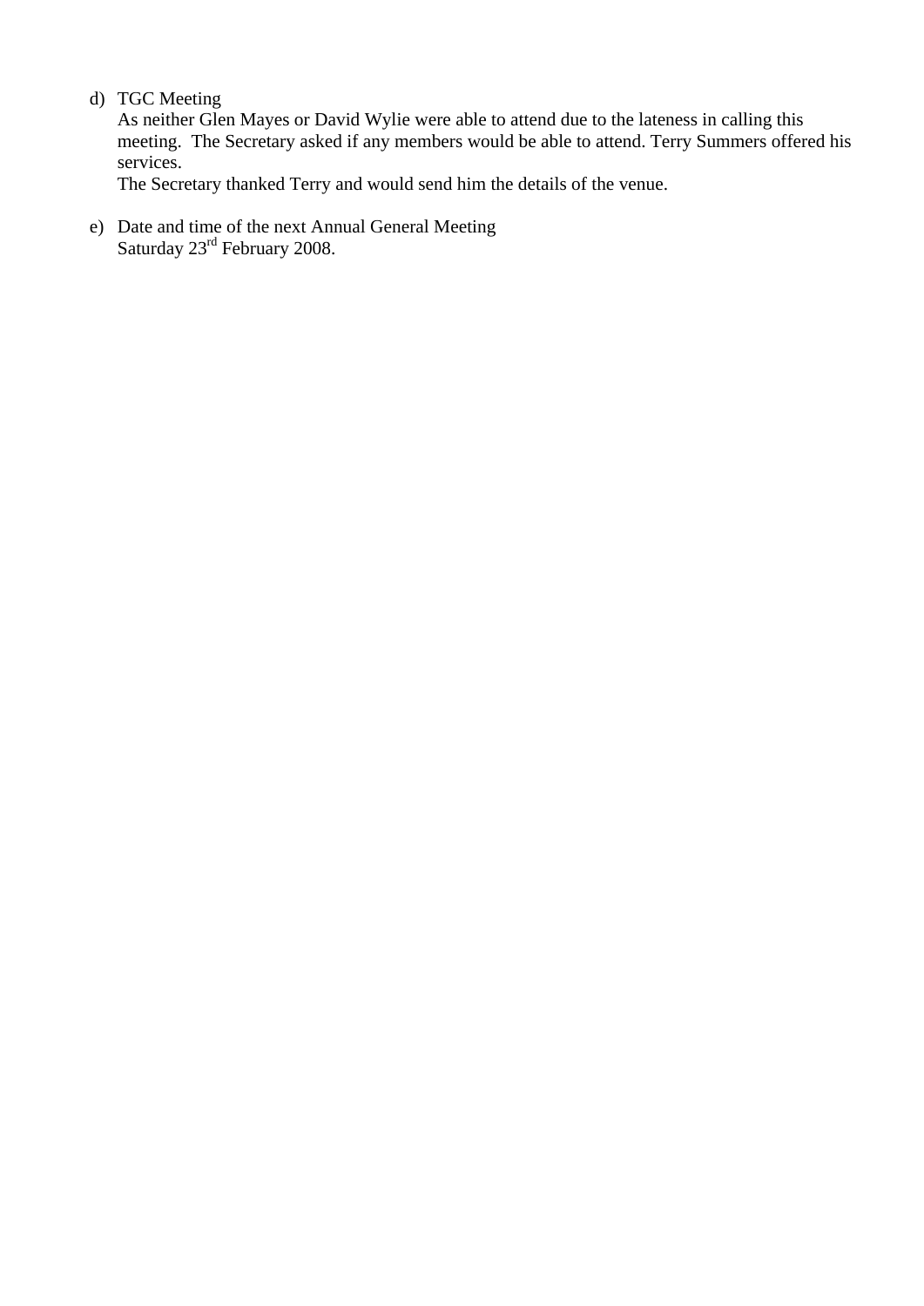d) TGC Meeting
   As neither Glen Mayes or David Wylie were able to attend due to the lateness in calling this meeting. The Secretary asked if any members would be able to attend. Terry Summers offered his services.
   The Secretary thanked Terry and would send him the details of the venue.

e) Date and time of the next Annual General Meeting
   Saturday 23rd February 2008.